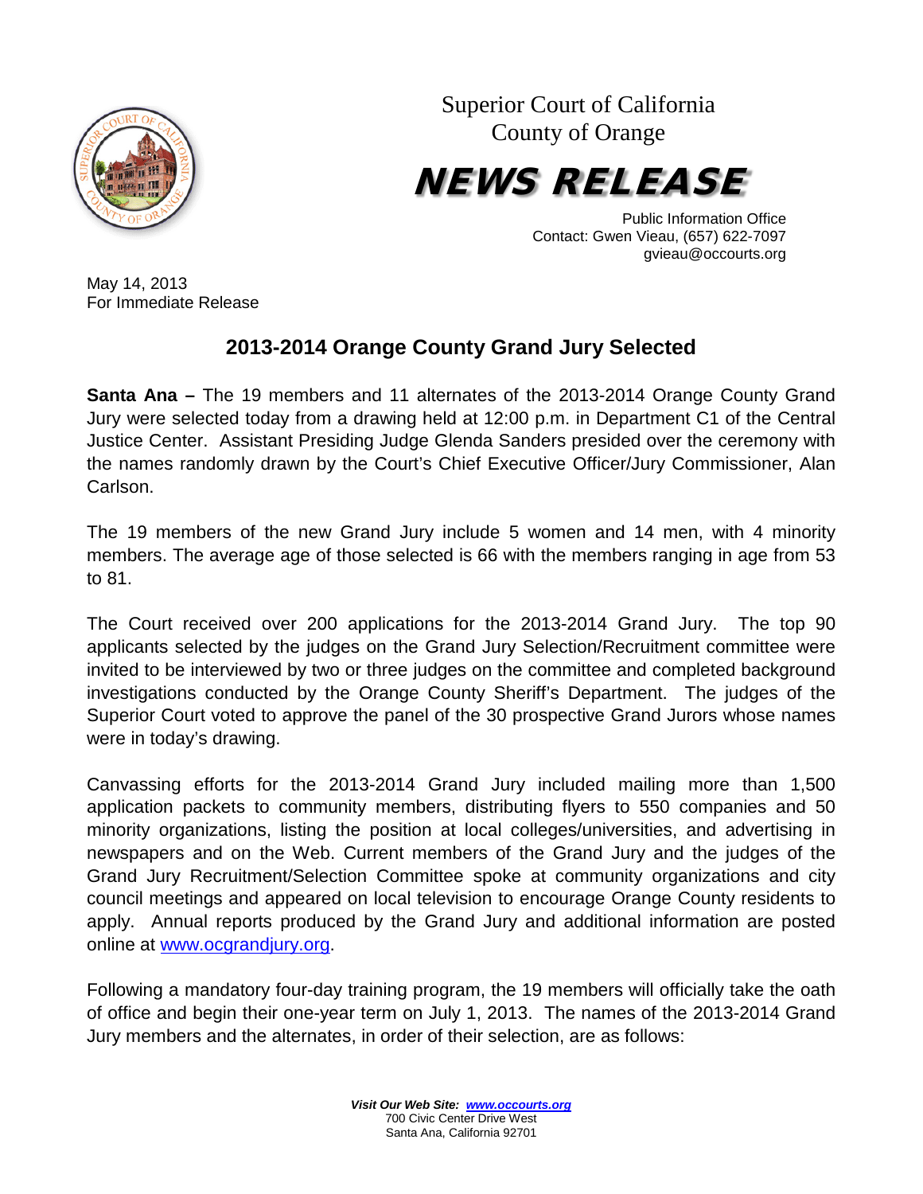Superior Court of California
County of Orange

# NEWS RELEASE

Public Information Office
Contact: Gwen Vieau, (657) 622-7097
gvieau@occourts.org

May 14, 2013
For Immediate Release

## 2013-2014 Orange County Grand Jury Selected

**Santa Ana –** The 19 members and 11 alternates of the 2013-2014 Orange County Grand Jury were selected today from a drawing held at 12:00 p.m. in Department C1 of the Central Justice Center. Assistant Presiding Judge Glenda Sanders presided over the ceremony with the names randomly drawn by the Court's Chief Executive Officer/Jury Commissioner, Alan Carlson.

The 19 members of the new Grand Jury include 5 women and 14 men, with 4 minority members. The average age of those selected is 66 with the members ranging in age from 53 to 81.

The Court received over 200 applications for the 2013-2014 Grand Jury. The top 90 applicants selected by the judges on the Grand Jury Selection/Recruitment committee were invited to be interviewed by two or three judges on the committee and completed background investigations conducted by the Orange County Sheriff's Department. The judges of the Superior Court voted to approve the panel of the 30 prospective Grand Jurors whose names were in today's drawing.

Canvassing efforts for the 2013-2014 Grand Jury included mailing more than 1,500 application packets to community members, distributing flyers to 550 companies and 50 minority organizations, listing the position at local colleges/universities, and advertising in newspapers and on the Web. Current members of the Grand Jury and the judges of the Grand Jury Recruitment/Selection Committee spoke at community organizations and city council meetings and appeared on local television to encourage Orange County residents to apply. Annual reports produced by the Grand Jury and additional information are posted online at www.ocgrandjury.org.

Following a mandatory four-day training program, the 19 members will officially take the oath of office and begin their one-year term on July 1, 2013. The names of the 2013-2014 Grand Jury members and the alternates, in order of their selection, are as follows:

***Visit Our Web Site: www.occourts.org***
700 Civic Center Drive West
Santa Ana, California 92701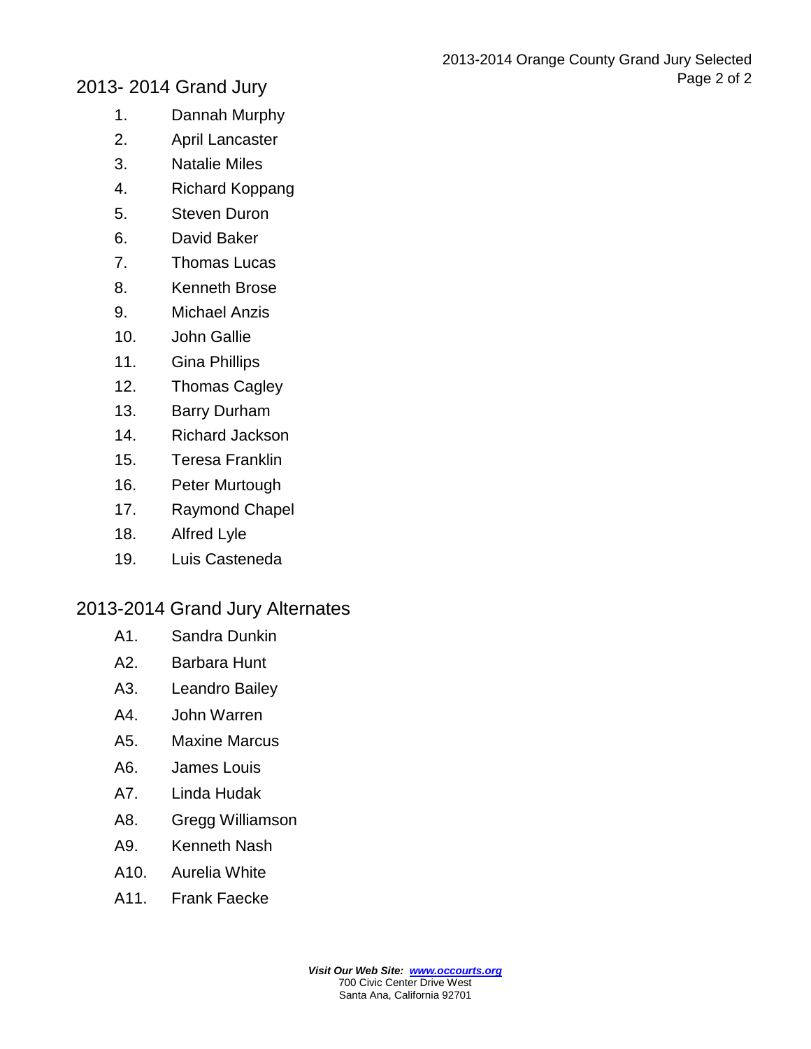## 2013- 2014 Grand Jury

1. Dannah Murphy
2. April Lancaster
3. Natalie Miles
4. Richard Koppang
5. Steven Duron
6. David Baker
7. Thomas Lucas
8. Kenneth Brose
9. Michael Anzis
10. John Gallie
11. Gina Phillips
12. Thomas Cagley
13. Barry Durham
14. Richard Jackson
15. Teresa Franklin
16. Peter Murtough
17. Raymond Chapel
18. Alfred Lyle
19. Luis Casteneda

## 2013-2014 Grand Jury Alternates

- A1. Sandra Dunkin
- A2. Barbara Hunt
- A3. Leandro Bailey
- A4. John Warren
- A5. Maxine Marcus
- A6. James Louis
- A7. Linda Hudak
- A8. Gregg Williamson
- A9. Kenneth Nash
- A10. Aurelia White
- A11. Frank Faecke

***Visit Our Web Site: [www.occourts.org](http://www.occourts.org)***
700 Civic Center Drive West
Santa Ana, California 92701